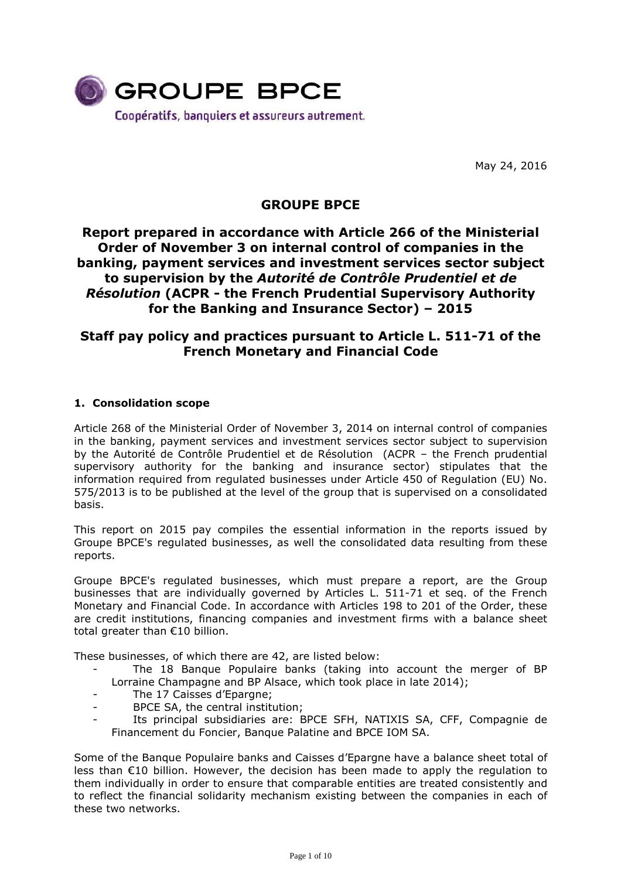GROUPE BPCE

Coopératifs, banquiers et assureurs autrement.

May 24, 2016

# GROUPE BPCE

## Report prepared in accordance with Article 266 of the Ministerial Order of November 3 on internal control of companies in the banking, payment services and investment services sector subject to supervision by the *Autorité de Contrôle Prudentiel et de Résolution* (ACPR - the French Prudential Supervisory Authority for the Banking and Insurance Sector) – 2015

## Staff pay policy and practices pursuant to Article L. 511-71 of the French Monetary and Financial Code

### 1. Consolidation scope

Article 268 of the Ministerial Order of November 3, 2014 on internal control of companies in the banking, payment services and investment services sector subject to supervision by the Autorité de Contrôle Prudentiel et de Résolution (ACPR – the French prudential supervisory authority for the banking and insurance sector) stipulates that the information required from regulated businesses under Article 450 of Regulation (EU) No. 575/2013 is to be published at the level of the group that is supervised on a consolidated basis.

This report on 2015 pay compiles the essential information in the reports issued by Groupe BPCE's regulated businesses, as well the consolidated data resulting from these reports.

Groupe BPCE's regulated businesses, which must prepare a report, are the Group businesses that are individually governed by Articles L. 511-71 et seq. of the French Monetary and Financial Code. In accordance with Articles 198 to 201 of the Order, these are credit institutions, financing companies and investment firms with a balance sheet total greater than €10 billion.

These businesses, of which there are 42, are listed below:

- The 18 Banque Populaire banks (taking into account the merger of BP Lorraine Champagne and BP Alsace, which took place in late 2014);
- The 17 Caisses d'Epargne;
- BPCE SA, the central institution;
- Its principal subsidiaries are: BPCE SFH, NATIXIS SA, CFF, Compagnie de Financement du Foncier, Banque Palatine and BPCE IOM SA.

Some of the Banque Populaire banks and Caisses d'Epargne have a balance sheet total of less than €10 billion. However, the decision has been made to apply the regulation to them individually in order to ensure that comparable entities are treated consistently and to reflect the financial solidarity mechanism existing between the companies in each of these two networks.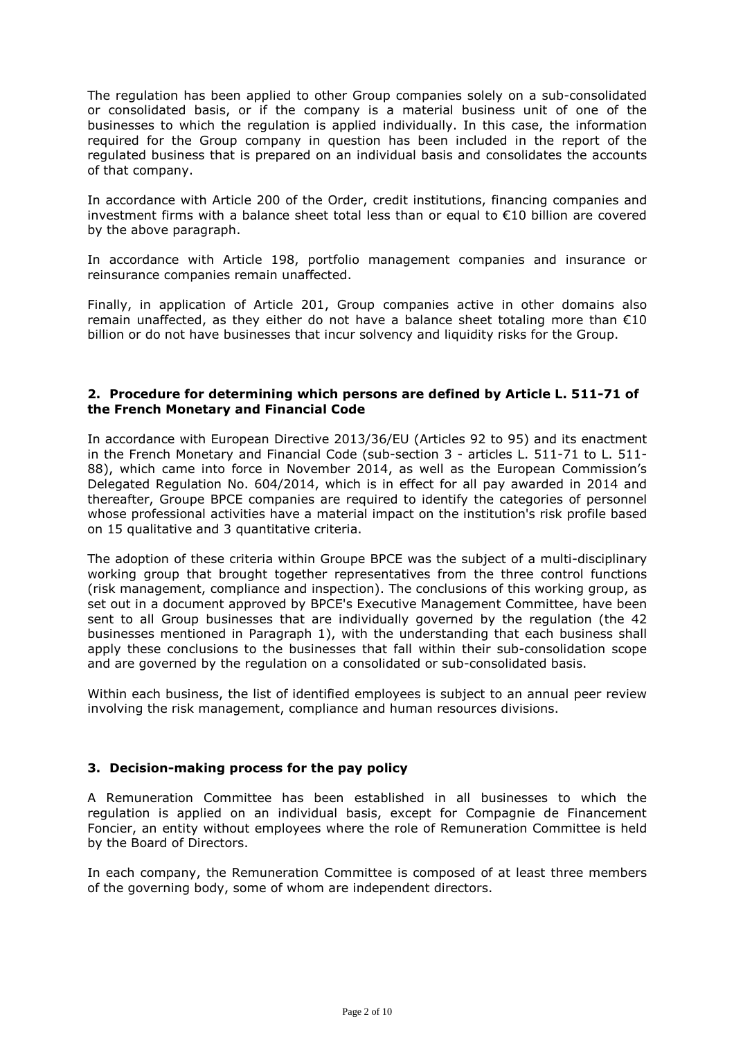The regulation has been applied to other Group companies solely on a sub-consolidated or consolidated basis, or if the company is a material business unit of one of the businesses to which the regulation is applied individually. In this case, the information required for the Group company in question has been included in the report of the regulated business that is prepared on an individual basis and consolidates the accounts of that company.

In accordance with Article 200 of the Order, credit institutions, financing companies and investment firms with a balance sheet total less than or equal to €10 billion are covered by the above paragraph.

In accordance with Article 198, portfolio management companies and insurance or reinsurance companies remain unaffected.

Finally, in application of Article 201, Group companies active in other domains also remain unaffected, as they either do not have a balance sheet totaling more than €10 billion or do not have businesses that incur solvency and liquidity risks for the Group.

## 2. Procedure for determining which persons are defined by Article L. 511-71 of the French Monetary and Financial Code

In accordance with European Directive 2013/36/EU (Articles 92 to 95) and its enactment in the French Monetary and Financial Code (sub-section 3 - articles L. 511-71 to L. 511-88), which came into force in November 2014, as well as the European Commission's Delegated Regulation No. 604/2014, which is in effect for all pay awarded in 2014 and thereafter, Groupe BPCE companies are required to identify the categories of personnel whose professional activities have a material impact on the institution's risk profile based on 15 qualitative and 3 quantitative criteria.

The adoption of these criteria within Groupe BPCE was the subject of a multi-disciplinary working group that brought together representatives from the three control functions (risk management, compliance and inspection). The conclusions of this working group, as set out in a document approved by BPCE's Executive Management Committee, have been sent to all Group businesses that are individually governed by the regulation (the 42 businesses mentioned in Paragraph 1), with the understanding that each business shall apply these conclusions to the businesses that fall within their sub-consolidation scope and are governed by the regulation on a consolidated or sub-consolidated basis.

Within each business, the list of identified employees is subject to an annual peer review involving the risk management, compliance and human resources divisions.

## 3. Decision-making process for the pay policy

A Remuneration Committee has been established in all businesses to which the regulation is applied on an individual basis, except for Compagnie de Financement Foncier, an entity without employees where the role of Remuneration Committee is held by the Board of Directors.

In each company, the Remuneration Committee is composed of at least three members of the governing body, some of whom are independent directors.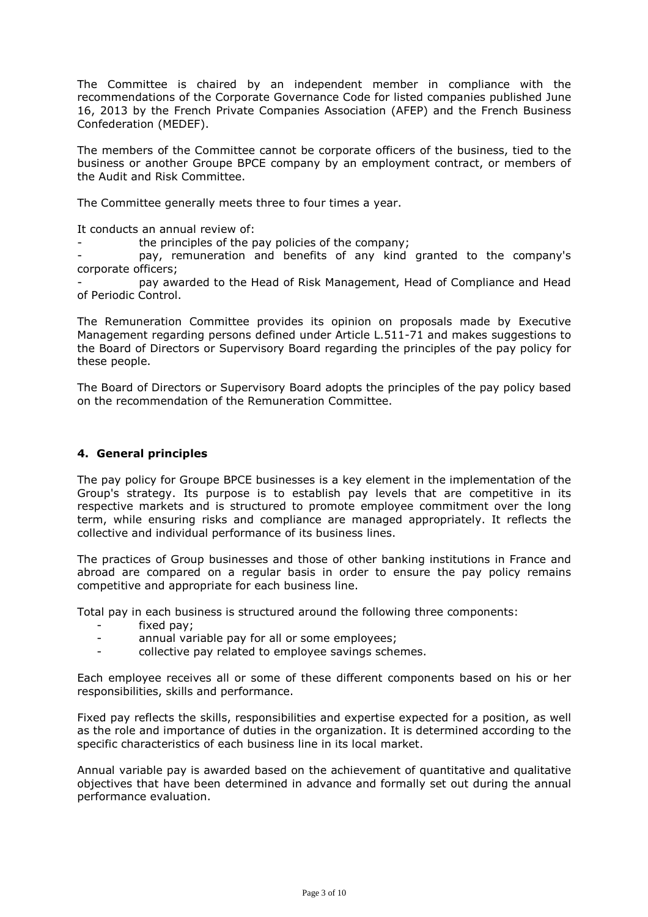The Committee is chaired by an independent member in compliance with the recommendations of the Corporate Governance Code for listed companies published June 16, 2013 by the French Private Companies Association (AFEP) and the French Business Confederation (MEDEF).

The members of the Committee cannot be corporate officers of the business, tied to the business or another Groupe BPCE company by an employment contract, or members of the Audit and Risk Committee.

The Committee generally meets three to four times a year.

It conducts an annual review of:

- the principles of the pay policies of the company;
- pay, remuneration and benefits of any kind granted to the company's corporate officers;
- pay awarded to the Head of Risk Management, Head of Compliance and Head of Periodic Control.

The Remuneration Committee provides its opinion on proposals made by Executive Management regarding persons defined under Article L.511-71 and makes suggestions to the Board of Directors or Supervisory Board regarding the principles of the pay policy for these people.

The Board of Directors or Supervisory Board adopts the principles of the pay policy based on the recommendation of the Remuneration Committee.

## 4. General principles

The pay policy for Groupe BPCE businesses is a key element in the implementation of the Group's strategy. Its purpose is to establish pay levels that are competitive in its respective markets and is structured to promote employee commitment over the long term, while ensuring risks and compliance are managed appropriately. It reflects the collective and individual performance of its business lines.

The practices of Group businesses and those of other banking institutions in France and abroad are compared on a regular basis in order to ensure the pay policy remains competitive and appropriate for each business line.

Total pay in each business is structured around the following three components:

- fixed pay;
- annual variable pay for all or some employees;
- collective pay related to employee savings schemes.

Each employee receives all or some of these different components based on his or her responsibilities, skills and performance.

Fixed pay reflects the skills, responsibilities and expertise expected for a position, as well as the role and importance of duties in the organization. It is determined according to the specific characteristics of each business line in its local market.

Annual variable pay is awarded based on the achievement of quantitative and qualitative objectives that have been determined in advance and formally set out during the annual performance evaluation.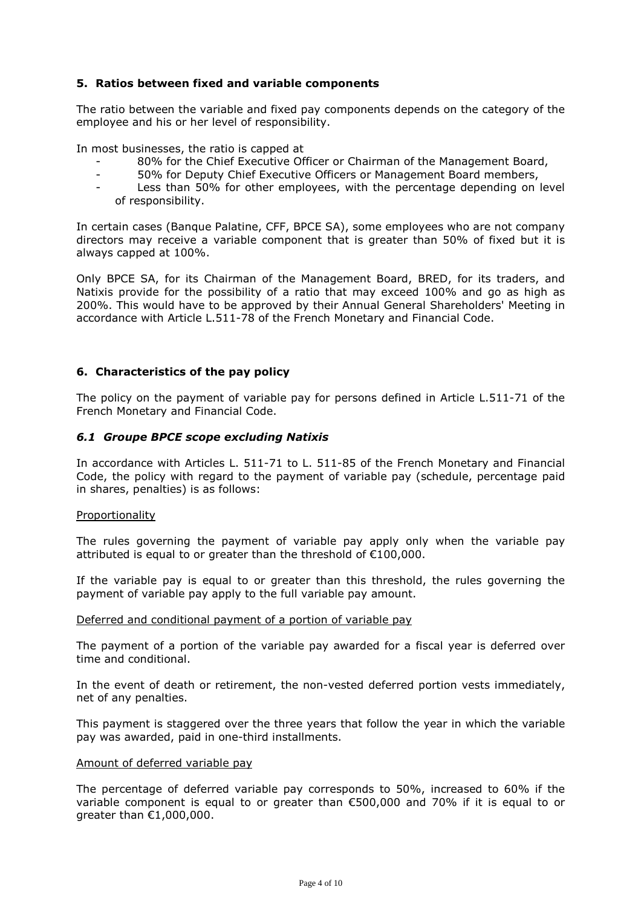## 5. Ratios between fixed and variable components

The ratio between the variable and fixed pay components depends on the category of the employee and his or her level of responsibility.

In most businesses, the ratio is capped at

- 80% for the Chief Executive Officer or Chairman of the Management Board,
- 50% for Deputy Chief Executive Officers or Management Board members,
- Less than 50% for other employees, with the percentage depending on level of responsibility.

In certain cases (Banque Palatine, CFF, BPCE SA), some employees who are not company directors may receive a variable component that is greater than 50% of fixed but it is always capped at 100%.

Only BPCE SA, for its Chairman of the Management Board, BRED, for its traders, and Natixis provide for the possibility of a ratio that may exceed 100% and go as high as 200%. This would have to be approved by their Annual General Shareholders' Meeting in accordance with Article L.511-78 of the French Monetary and Financial Code.

## 6. Characteristics of the pay policy

The policy on the payment of variable pay for persons defined in Article L.511-71 of the French Monetary and Financial Code.

### *6.1 Groupe BPCE scope excluding Natixis*

In accordance with Articles L. 511-71 to L. 511-85 of the French Monetary and Financial Code, the policy with regard to the payment of variable pay (schedule, percentage paid in shares, penalties) is as follows:

Proportionality

The rules governing the payment of variable pay apply only when the variable pay attributed is equal to or greater than the threshold of €100,000.

If the variable pay is equal to or greater than this threshold, the rules governing the payment of variable pay apply to the full variable pay amount.

Deferred and conditional payment of a portion of variable pay

The payment of a portion of the variable pay awarded for a fiscal year is deferred over time and conditional.

In the event of death or retirement, the non-vested deferred portion vests immediately, net of any penalties.

This payment is staggered over the three years that follow the year in which the variable pay was awarded, paid in one-third installments.

Amount of deferred variable pay

The percentage of deferred variable pay corresponds to 50%, increased to 60% if the variable component is equal to or greater than €500,000 and 70% if it is equal to or greater than €1,000,000.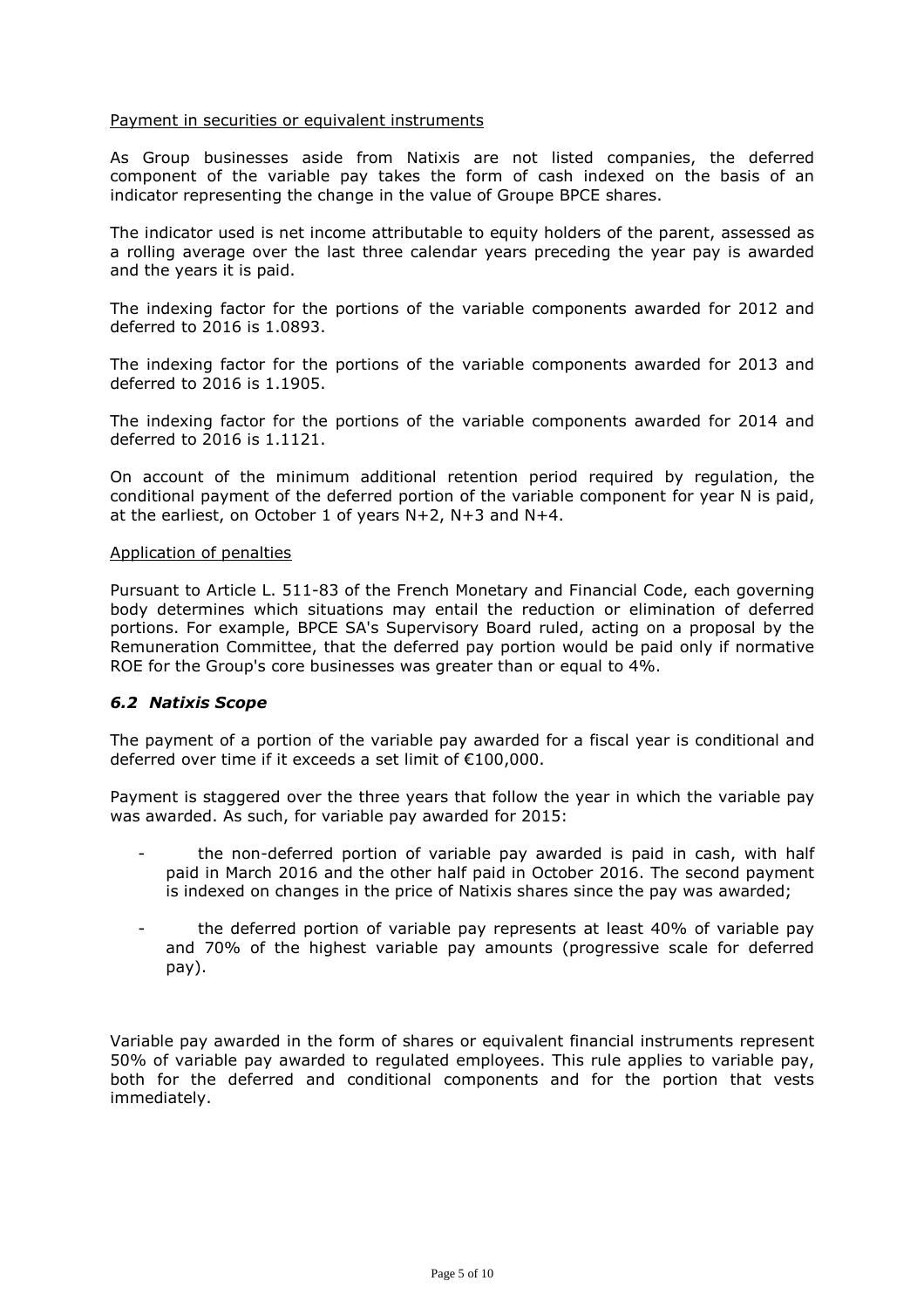Payment in securities or equivalent instruments

As Group businesses aside from Natixis are not listed companies, the deferred component of the variable pay takes the form of cash indexed on the basis of an indicator representing the change in the value of Groupe BPCE shares.

The indicator used is net income attributable to equity holders of the parent, assessed as a rolling average over the last three calendar years preceding the year pay is awarded and the years it is paid.

The indexing factor for the portions of the variable components awarded for 2012 and deferred to 2016 is 1.0893.

The indexing factor for the portions of the variable components awarded for 2013 and deferred to 2016 is 1.1905.

The indexing factor for the portions of the variable components awarded for 2014 and deferred to 2016 is 1.1121.

On account of the minimum additional retention period required by regulation, the conditional payment of the deferred portion of the variable component for year N is paid, at the earliest, on October 1 of years N+2, N+3 and N+4.

Application of penalties

Pursuant to Article L. 511-83 of the French Monetary and Financial Code, each governing body determines which situations may entail the reduction or elimination of deferred portions. For example, BPCE SA's Supervisory Board ruled, acting on a proposal by the Remuneration Committee, that the deferred pay portion would be paid only if normative ROE for the Group's core businesses was greater than or equal to 4%.

### *6.2 Natixis Scope*

The payment of a portion of the variable pay awarded for a fiscal year is conditional and deferred over time if it exceeds a set limit of €100,000.

Payment is staggered over the three years that follow the year in which the variable pay was awarded. As such, for variable pay awarded for 2015:

- the non-deferred portion of variable pay awarded is paid in cash, with half paid in March 2016 and the other half paid in October 2016. The second payment is indexed on changes in the price of Natixis shares since the pay was awarded;
- the deferred portion of variable pay represents at least 40% of variable pay and 70% of the highest variable pay amounts (progressive scale for deferred pay).

Variable pay awarded in the form of shares or equivalent financial instruments represent 50% of variable pay awarded to regulated employees. This rule applies to variable pay, both for the deferred and conditional components and for the portion that vests immediately.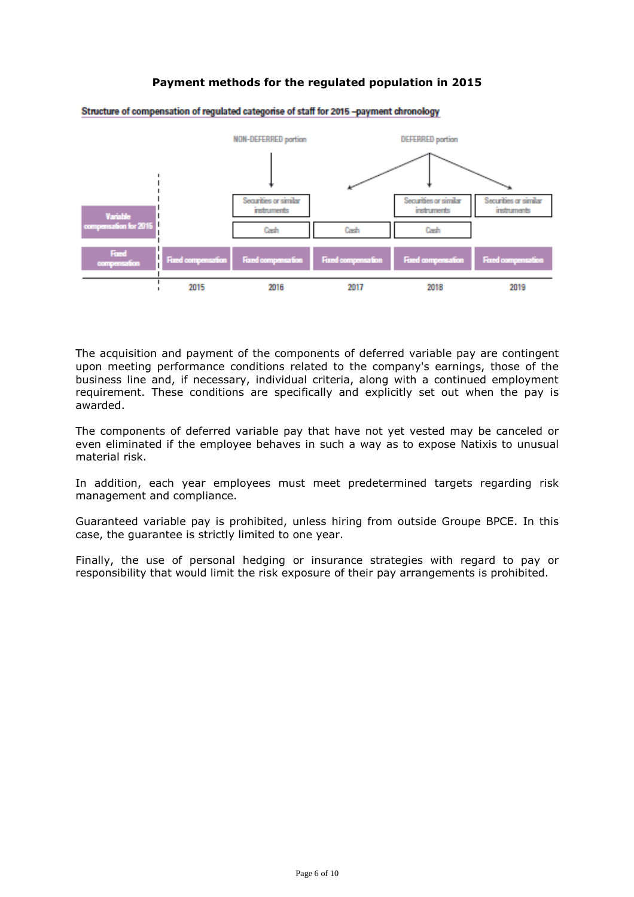**Payment methods for the regulated population in 2015**

Structure of compensation of regulated categorise of staff for 2015 –payment chronology

| | 2015 | 2016 | 2017 | 2018 | 2019 |
|---|---|---|---|---|---|
| | | NON-DEFERRED portion | DEFERRED portion | DEFERRED portion | DEFERRED portion |
| Variable compensation for 2015 | | Securities or similar instruments | | Securities or similar instruments | Securities or similar instruments |
| | | Cash | Cash | Cash | |
| Fixed compensation | Fixed compensation | Fixed compensation | Fixed compensation | Fixed compensation | Fixed compensation |

The acquisition and payment of the components of deferred variable pay are contingent upon meeting performance conditions related to the company's earnings, those of the business line and, if necessary, individual criteria, along with a continued employment requirement. These conditions are specifically and explicitly set out when the pay is awarded.

The components of deferred variable pay that have not yet vested may be canceled or even eliminated if the employee behaves in such a way as to expose Natixis to unusual material risk.

In addition, each year employees must meet predetermined targets regarding risk management and compliance.

Guaranteed variable pay is prohibited, unless hiring from outside Groupe BPCE. In this case, the guarantee is strictly limited to one year.

Finally, the use of personal hedging or insurance strategies with regard to pay or responsibility that would limit the risk exposure of their pay arrangements is prohibited.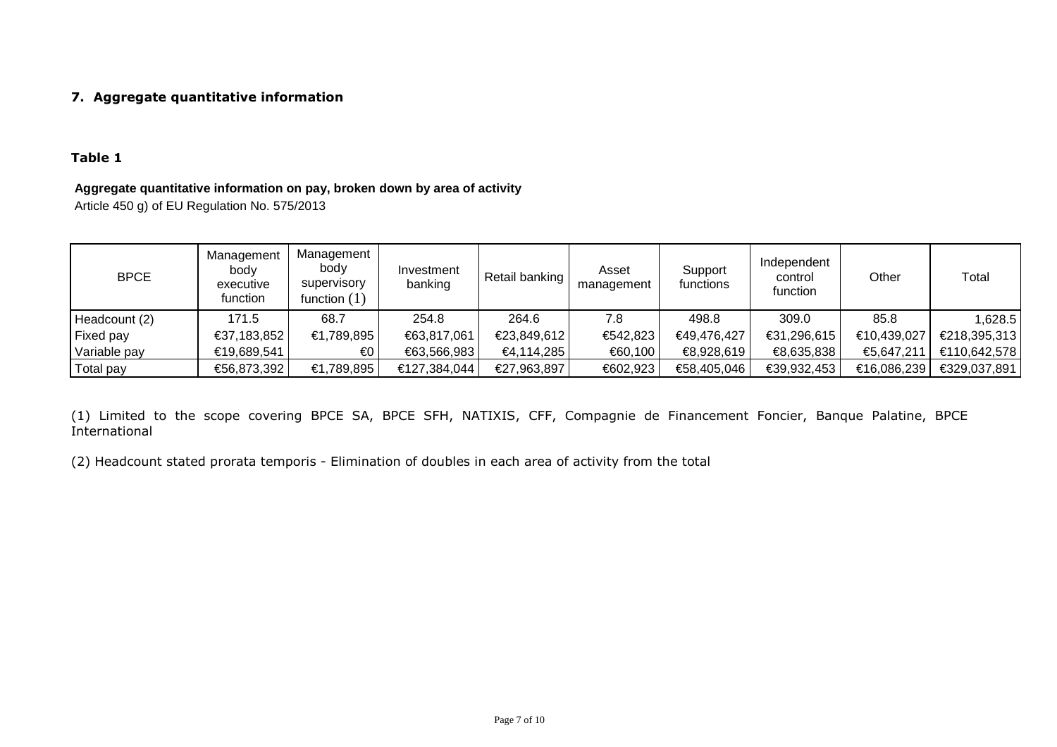## 7. Aggregate quantitative information

### Table 1

**Aggregate quantitative information on pay, broken down by area of activity**

Article 450 g) of EU Regulation No. 575/2013

| BPCE | Management body executive function | Management body supervisory function (1) | Investment banking | Retail banking | Asset management | Support functions | Independent control function | Other | Total |
|---|---|---|---|---|---|---|---|---|---|
| Headcount (2) | 171.5 | 68.7 | 254.8 | 264.6 | 7.8 | 498.8 | 309.0 | 85.8 | 1,628.5 |
| Fixed pay | €37,183,852 | €1,789,895 | €63,817,061 | €23,849,612 | €542,823 | €49,476,427 | €31,296,615 | €10,439,027 | €218,395,313 |
| Variable pay | €19,689,541 | €0 | €63,566,983 | €4,114,285 | €60,100 | €8,928,619 | €8,635,838 | €5,647,211 | €110,642,578 |
| Total pay | €56,873,392 | €1,789,895 | €127,384,044 | €27,963,897 | €602,923 | €58,405,046 | €39,932,453 | €16,086,239 | €329,037,891 |

(1) Limited to the scope covering BPCE SA, BPCE SFH, NATIXIS, CFF, Compagnie de Financement Foncier, Banque Palatine, BPCE International

(2) Headcount stated prorata temporis - Elimination of doubles in each area of activity from the total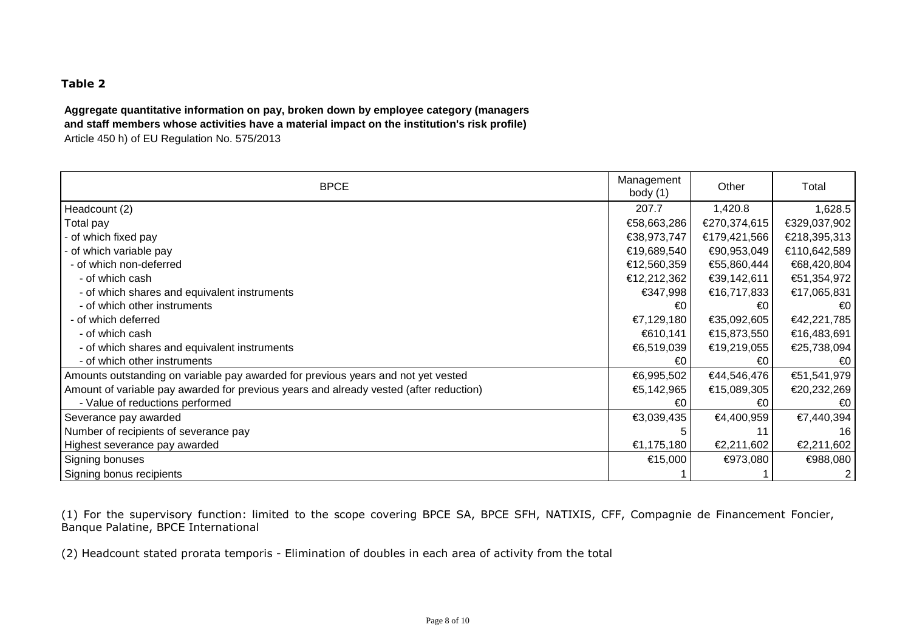**Table 2**

**Aggregate quantitative information on pay, broken down by employee category (managers and staff members whose activities have a material impact on the institution's risk profile)**
Article 450 h) of EU Regulation No. 575/2013

| BPCE | Management body (1) | Other | Total |
|---|---|---|---|
| Headcount (2) | 207.7 | 1,420.8 | 1,628.5 |
| Total pay | €58,663,286 | €270,374,615 | €329,037,902 |
| - of which fixed pay | €38,973,747 | €179,421,566 | €218,395,313 |
| - of which variable pay | €19,689,540 | €90,953,049 | €110,642,589 |
| - of which non-deferred | €12,560,359 | €55,860,444 | €68,420,804 |
| - of which cash | €12,212,362 | €39,142,611 | €51,354,972 |
| - of which shares and equivalent instruments | €347,998 | €16,717,833 | €17,065,831 |
| - of which other instruments | €0 | €0 | €0 |
| - of which deferred | €7,129,180 | €35,092,605 | €42,221,785 |
| - of which cash | €610,141 | €15,873,550 | €16,483,691 |
| - of which shares and equivalent instruments | €6,519,039 | €19,219,055 | €25,738,094 |
| - of which other instruments | €0 | €0 | €0 |
| Amounts outstanding on variable pay awarded for previous years and not yet vested | €6,995,502 | €44,546,476 | €51,541,979 |
| Amount of variable pay awarded for previous years and already vested (after reduction) | €5,142,965 | €15,089,305 | €20,232,269 |
| - Value of reductions performed | €0 | €0 | €0 |
| Severance pay awarded | €3,039,435 | €4,400,959 | €7,440,394 |
| Number of recipients of severance pay | 5 | 11 | 16 |
| Highest severance pay awarded | €1,175,180 | €2,211,602 | €2,211,602 |
| Signing bonuses | €15,000 | €973,080 | €988,080 |
| Signing bonus recipients | 1 | 1 | 2 |

(1) For the supervisory function: limited to the scope covering BPCE SA, BPCE SFH, NATIXIS, CFF, Compagnie de Financement Foncier, Banque Palatine, BPCE International

(2) Headcount stated prorata temporis - Elimination of doubles in each area of activity from the total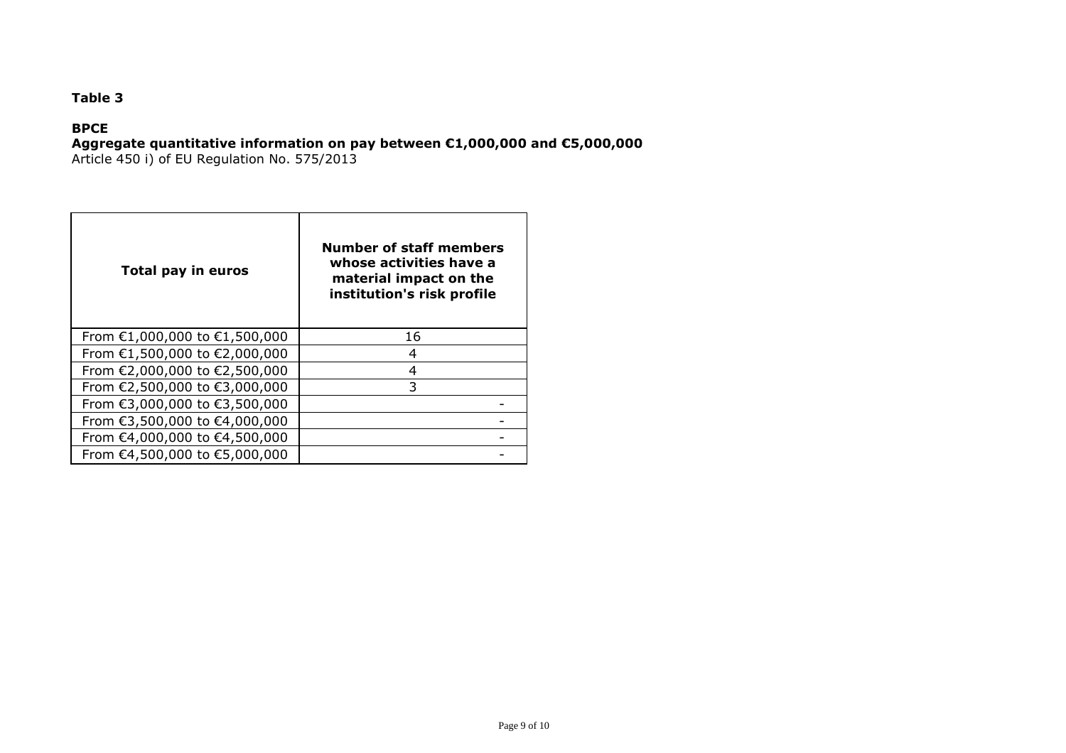**Table 3**

**BPCE**
**Aggregate quantitative information on pay between €1,000,000 and €5,000,000**
Article 450 i) of EU Regulation No. 575/2013

| Total pay in euros | Number of staff members whose activities have a material impact on the institution's risk profile |
|---|---|
| From €1,000,000 to €1,500,000 | 16 |
| From €1,500,000 to €2,000,000 | 4 |
| From €2,000,000 to €2,500,000 | 4 |
| From €2,500,000 to €3,000,000 | 3 |
| From €3,000,000 to €3,500,000 | - |
| From €3,500,000 to €4,000,000 | - |
| From €4,000,000 to €4,500,000 | - |
| From €4,500,000 to €5,000,000 | - |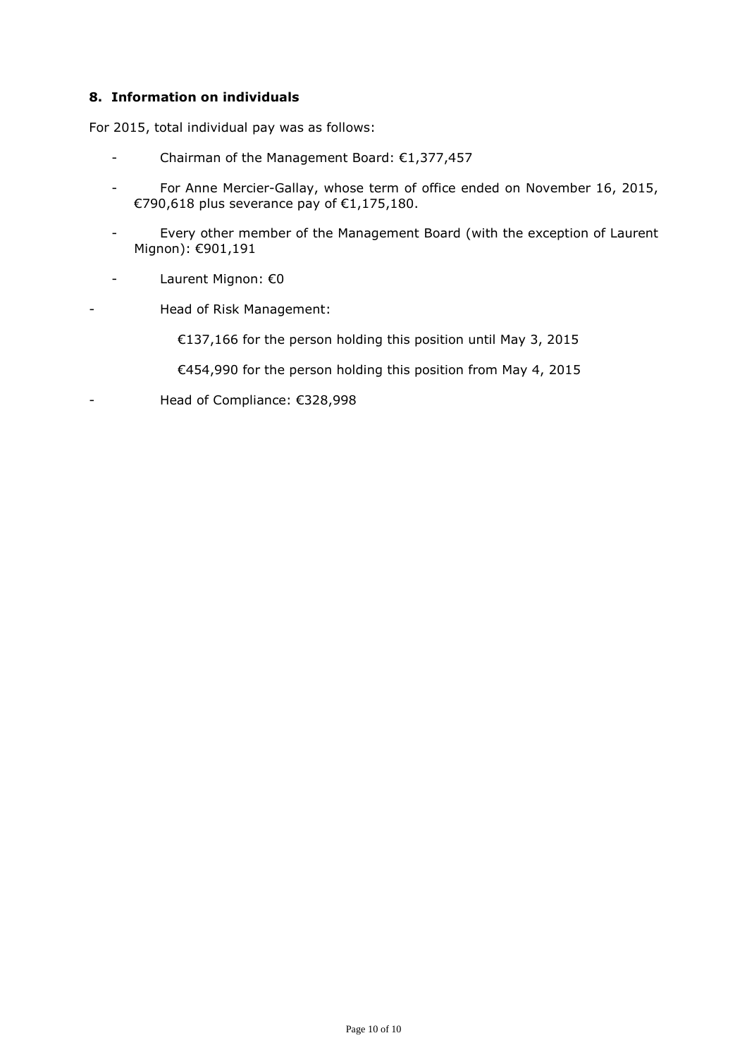### 8. Information on individuals

For 2015, total individual pay was as follows:

- Chairman of the Management Board: €1,377,457
- For Anne Mercier-Gallay, whose term of office ended on November 16, 2015, €790,618 plus severance pay of €1,175,180.
- Every other member of the Management Board (with the exception of Laurent Mignon): €901,191
- Laurent Mignon: €0

- Head of Risk Management:

  €137,166 for the person holding this position until May 3, 2015

  €454,990 for the person holding this position from May 4, 2015

- Head of Compliance: €328,998